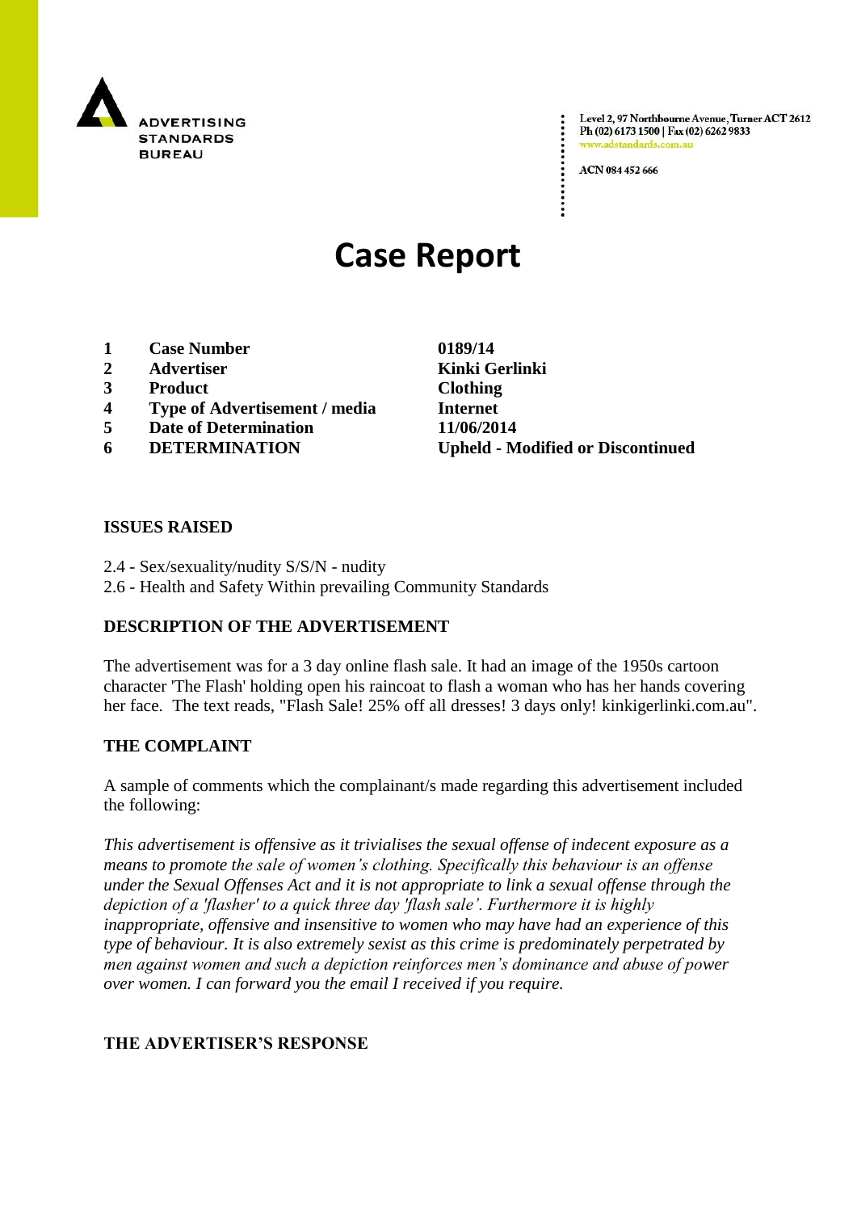ADVERTISING STANDARDS BUREAU

Level 2, 97 Northbourne Avenue, Turner ACT 2612
Ph (02) 6173 1500 | Fax (02) 6262 9833
www.adstandards.com.au

ACN 084 452 666

# Case Report

| | | |
|---|---|---|
| **1** | **Case Number** | **0189/14** |
| **2** | **Advertiser** | **Kinki Gerlinki** |
| **3** | **Product** | **Clothing** |
| **4** | **Type of Advertisement / media** | **Internet** |
| **5** | **Date of Determination** | **11/06/2014** |
| **6** | **DETERMINATION** | **Upheld - Modified or Discontinued** |

## ISSUES RAISED

2.4 - Sex/sexuality/nudity S/S/N - nudity
2.6 - Health and Safety Within prevailing Community Standards

## DESCRIPTION OF THE ADVERTISEMENT

The advertisement was for a 3 day online flash sale. It had an image of the 1950s cartoon character 'The Flash' holding open his raincoat to flash a woman who has her hands covering her face. The text reads, "Flash Sale! 25% off all dresses! 3 days only! kinkigerlinki.com.au".

## THE COMPLAINT

A sample of comments which the complainant/s made regarding this advertisement included the following:

*This advertisement is offensive as it trivialises the sexual offense of indecent exposure as a means to promote the sale of women's clothing. Specifically this behaviour is an offense under the Sexual Offenses Act and it is not appropriate to link a sexual offense through the depiction of a 'flasher' to a quick three day 'flash sale'. Furthermore it is highly inappropriate, offensive and insensitive to women who may have had an experience of this type of behaviour. It is also extremely sexist as this crime is predominately perpetrated by men against women and such a depiction reinforces men's dominance and abuse of power over women. I can forward you the email I received if you require.*

## THE ADVERTISER'S RESPONSE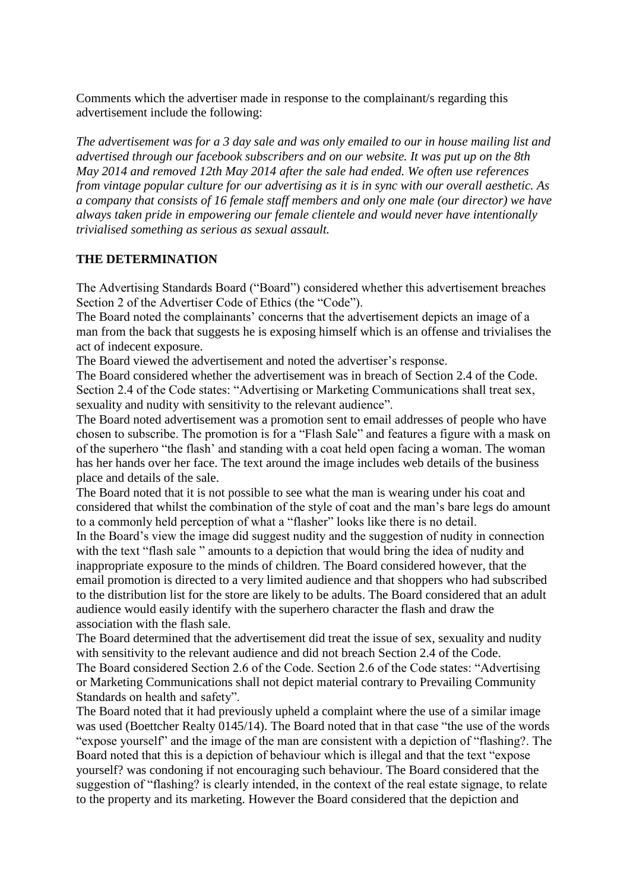Comments which the advertiser made in response to the complainant/s regarding this advertisement include the following:

*The advertisement was for a 3 day sale and was only emailed to our in house mailing list and advertised through our facebook subscribers and on our website. It was put up on the 8th May 2014 and removed 12th May 2014 after the sale had ended. We often use references from vintage popular culture for our advertising as it is in sync with our overall aesthetic. As a company that consists of 16 female staff members and only one male (our director) we have always taken pride in empowering our female clientele and would never have intentionally trivialised something as serious as sexual assault.*

**THE DETERMINATION**

The Advertising Standards Board ("Board") considered whether this advertisement breaches Section 2 of the Advertiser Code of Ethics (the "Code").

The Board noted the complainants' concerns that the advertisement depicts an image of a man from the back that suggests he is exposing himself which is an offense and trivialises the act of indecent exposure.

The Board viewed the advertisement and noted the advertiser's response.

The Board considered whether the advertisement was in breach of Section 2.4 of the Code. Section 2.4 of the Code states: "Advertising or Marketing Communications shall treat sex, sexuality and nudity with sensitivity to the relevant audience".

The Board noted advertisement was a promotion sent to email addresses of people who have chosen to subscribe. The promotion is for a "Flash Sale" and features a figure with a mask on of the superhero "the flash' and standing with a coat held open facing a woman. The woman has her hands over her face. The text around the image includes web details of the business place and details of the sale.

The Board noted that it is not possible to see what the man is wearing under his coat and considered that whilst the combination of the style of coat and the man's bare legs do amount to a commonly held perception of what a "flasher" looks like there is no detail.

In the Board's view the image did suggest nudity and the suggestion of nudity in connection with the text "flash sale " amounts to a depiction that would bring the idea of nudity and inappropriate exposure to the minds of children. The Board considered however, that the email promotion is directed to a very limited audience and that shoppers who had subscribed to the distribution list for the store are likely to be adults. The Board considered that an adult audience would easily identify with the superhero character the flash and draw the association with the flash sale.

The Board determined that the advertisement did treat the issue of sex, sexuality and nudity with sensitivity to the relevant audience and did not breach Section 2.4 of the Code.

The Board considered Section 2.6 of the Code. Section 2.6 of the Code states: "Advertising or Marketing Communications shall not depict material contrary to Prevailing Community Standards on health and safety".

The Board noted that it had previously upheld a complaint where the use of a similar image was used (Boettcher Realty 0145/14). The Board noted that in that case "the use of the words "expose yourself" and the image of the man are consistent with a depiction of "flashing?. The Board noted that this is a depiction of behaviour which is illegal and that the text "expose yourself? was condoning if not encouraging such behaviour. The Board considered that the suggestion of "flashing? is clearly intended, in the context of the real estate signage, to relate to the property and its marketing. However the Board considered that the depiction and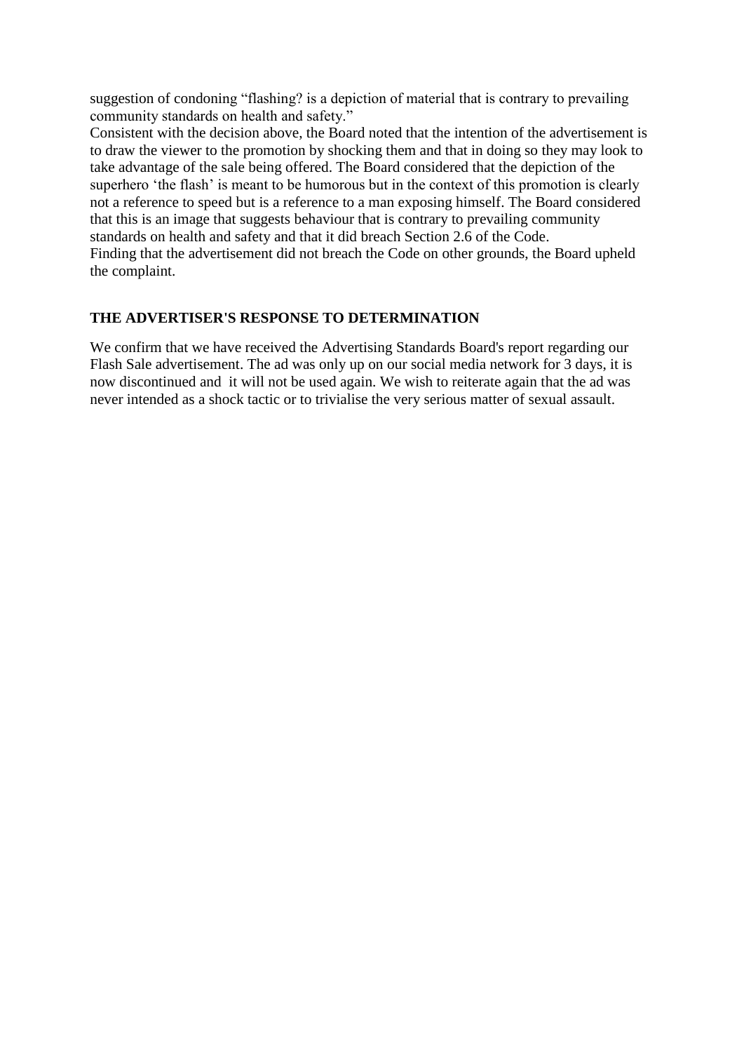suggestion of condoning "flashing? is a depiction of material that is contrary to prevailing community standards on health and safety."

Consistent with the decision above, the Board noted that the intention of the advertisement is to draw the viewer to the promotion by shocking them and that in doing so they may look to take advantage of the sale being offered. The Board considered that the depiction of the superhero 'the flash' is meant to be humorous but in the context of this promotion is clearly not a reference to speed but is a reference to a man exposing himself. The Board considered that this is an image that suggests behaviour that is contrary to prevailing community standards on health and safety and that it did breach Section 2.6 of the Code.

Finding that the advertisement did not breach the Code on other grounds, the Board upheld the complaint.

## THE ADVERTISER'S RESPONSE TO DETERMINATION

We confirm that we have received the Advertising Standards Board's report regarding our Flash Sale advertisement. The ad was only up on our social media network for 3 days, it is now discontinued and it will not be used again. We wish to reiterate again that the ad was never intended as a shock tactic or to trivialise the very serious matter of sexual assault.